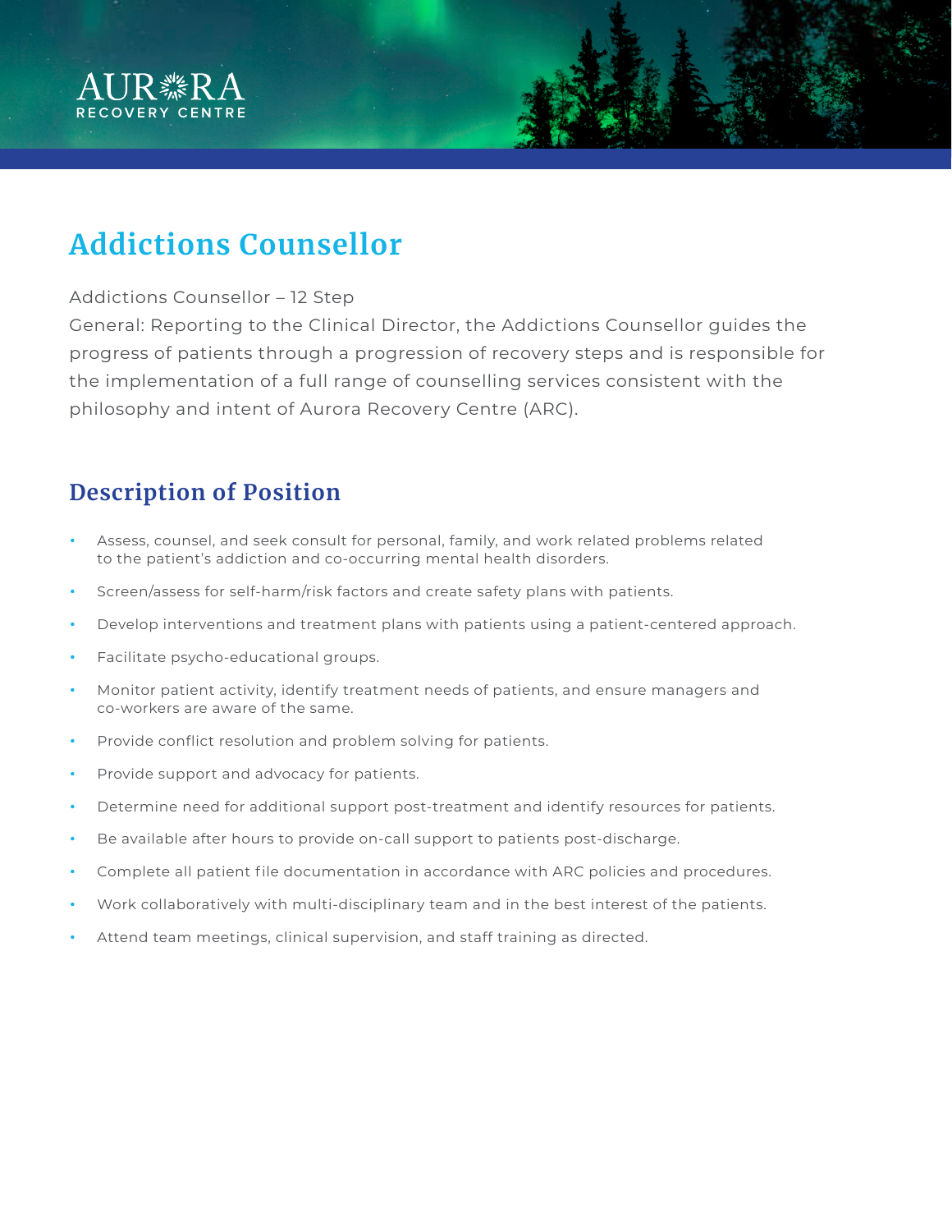AURORA RECOVERY CENTRE

# Addictions Counsellor

Addictions Counsellor – 12 Step

General: Reporting to the Clinical Director, the Addictions Counsellor guides the progress of patients through a progression of recovery steps and is responsible for the implementation of a full range of counselling services consistent with the philosophy and intent of Aurora Recovery Centre (ARC).

## Description of Position

- Assess, counsel, and seek consult for personal, family, and work related problems related to the patient's addiction and co-occurring mental health disorders.
- Screen/assess for self-harm/risk factors and create safety plans with patients.
- Develop interventions and treatment plans with patients using a patient-centered approach.
- Facilitate psycho-educational groups.
- Monitor patient activity, identify treatment needs of patients, and ensure managers and co-workers are aware of the same.
- Provide conflict resolution and problem solving for patients.
- Provide support and advocacy for patients.
- Determine need for additional support post-treatment and identify resources for patients.
- Be available after hours to provide on-call support to patients post-discharge.
- Complete all patient file documentation in accordance with ARC policies and procedures.
- Work collaboratively with multi-disciplinary team and in the best interest of the patients.
- Attend team meetings, clinical supervision, and staff training as directed.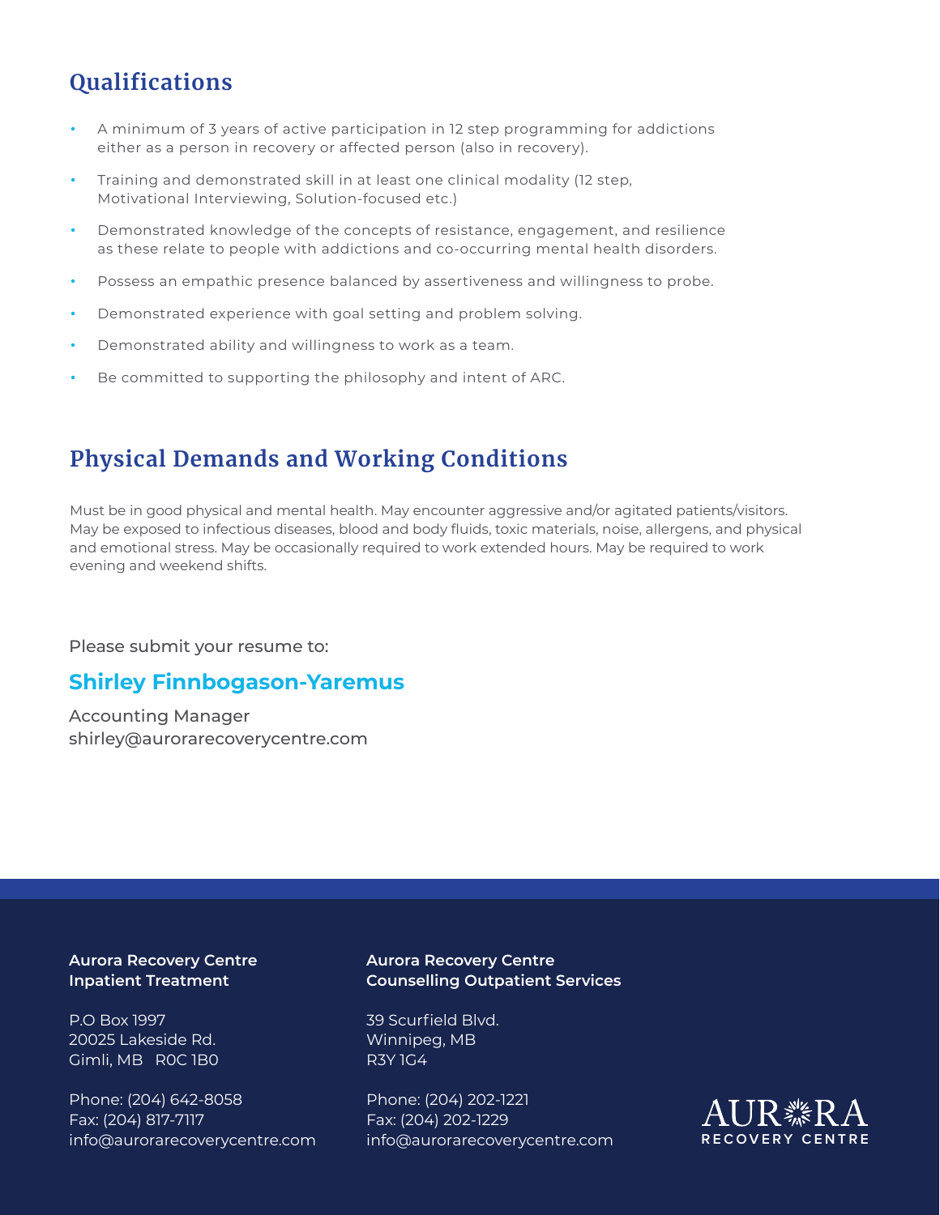## Qualifications

- A minimum of 3 years of active participation in 12 step programming for addictions either as a person in recovery or affected person (also in recovery).
- Training and demonstrated skill in at least one clinical modality (12 step, Motivational Interviewing, Solution-focused etc.)
- Demonstrated knowledge of the concepts of resistance, engagement, and resilience as these relate to people with addictions and co-occurring mental health disorders.
- Possess an empathic presence balanced by assertiveness and willingness to probe.
- Demonstrated experience with goal setting and problem solving.
- Demonstrated ability and willingness to work as a team.
- Be committed to supporting the philosophy and intent of ARC.

## Physical Demands and Working Conditions

Must be in good physical and mental health. May encounter aggressive and/or agitated patients/visitors. May be exposed to infectious diseases, blood and body fluids, toxic materials, noise, allergens, and physical and emotional stress. May be occasionally required to work extended hours. May be required to work evening and weekend shifts.

Please submit your resume to:

**Shirley Finnbogason-Yaremus**

Accounting Manager
shirley@aurorarecoverycentre.com

**Aurora Recovery Centre**
**Inpatient Treatment**

P.O Box 1997
20025 Lakeside Rd.
Gimli, MB R0C 1B0

Phone: (204) 642-8058
Fax: (204) 817-7117
info@aurorarecoverycentre.com

**Aurora Recovery Centre**
**Counselling Outpatient Services**

39 Scurfield Blvd.
Winnipeg, MB
R3Y 1G4

Phone: (204) 202-1221
Fax: (204) 202-1229
info@aurorarecoverycentre.com

AURORA RECOVERY CENTRE